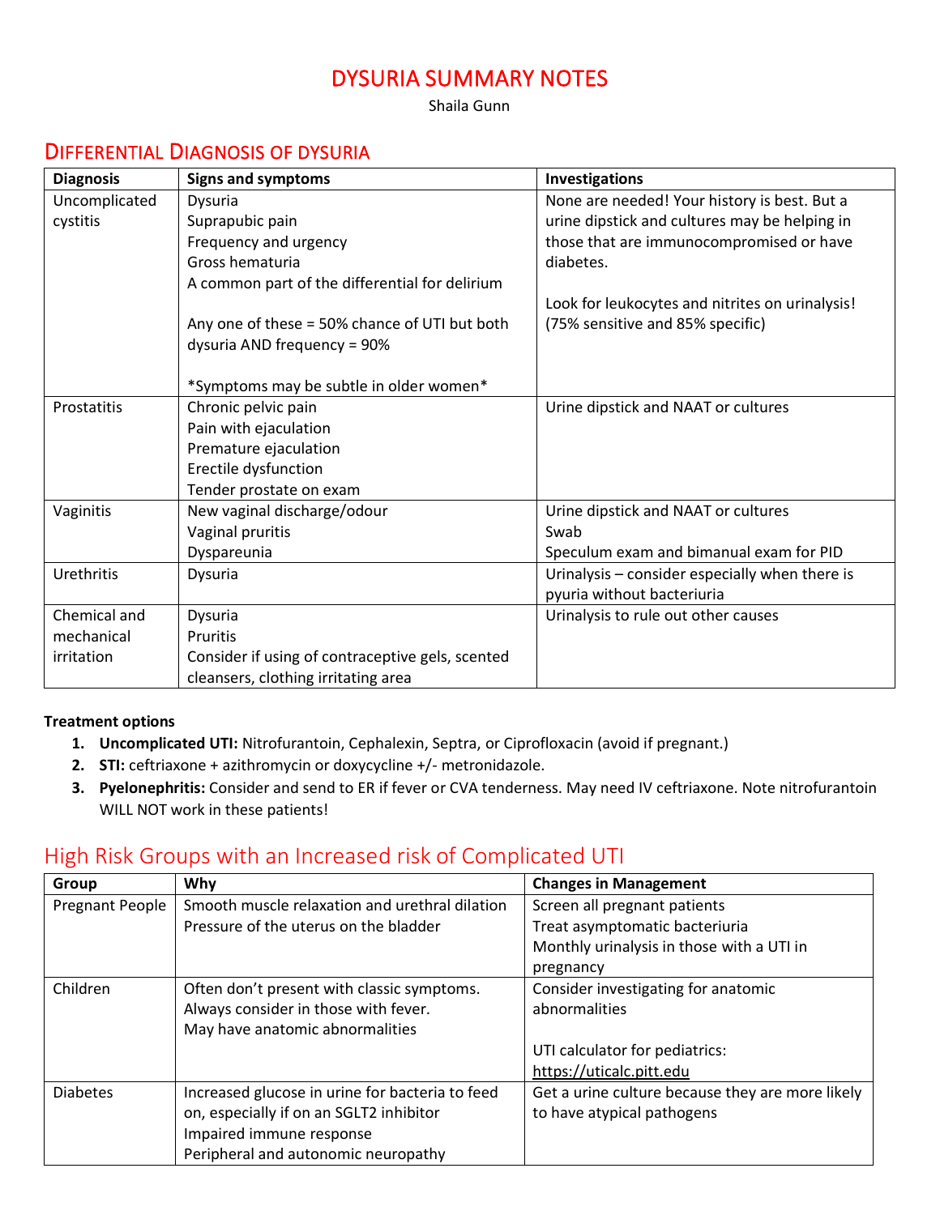# DYSURIA SUMMARY NOTES

Shaila Gunn

## DIFFERENTIAL DIAGNOSIS OF DYSURIA

| Diagnosis | Signs and symptoms | Investigations |
|---|---|---|
| Uncomplicated cystitis | Dysuria<br>Suprapubic pain<br>Frequency and urgency<br>Gross hematuria<br>A common part of the differential for delirium<br><br>Any one of these = 50% chance of UTI but both dysuria AND frequency = 90%<br><br>*Symptoms may be subtle in older women* | None are needed! Your history is best. But a urine dipstick and cultures may be helping in those that are immunocompromised or have diabetes.<br><br>Look for leukocytes and nitrites on urinalysis! (75% sensitive and 85% specific) |
| Prostatitis | Chronic pelvic pain<br>Pain with ejaculation<br>Premature ejaculation<br>Erectile dysfunction<br>Tender prostate on exam | Urine dipstick and NAAT or cultures |
| Vaginitis | New vaginal discharge/odour<br>Vaginal pruritis<br>Dyspareunia | Urine dipstick and NAAT or cultures<br>Swab<br>Speculum exam and bimanual exam for PID |
| Urethritis | Dysuria | Urinalysis – consider especially when there is pyuria without bacteriuria |
| Chemical and mechanical irritation | Dysuria<br>Pruritis<br>Consider if using of contraceptive gels, scented cleansers, clothing irritating area | Urinalysis to rule out other causes |

**Treatment options**

1. **Uncomplicated UTI:** Nitrofurantoin, Cephalexin, Septra, or Ciprofloxacin (avoid if pregnant.)
2. **STI:** ceftriaxone + azithromycin or doxycycline +/- metronidazole.
3. **Pyelonephritis:** Consider and send to ER if fever or CVA tenderness. May need IV ceftriaxone. Note nitrofurantoin WILL NOT work in these patients!

## High Risk Groups with an Increased risk of Complicated UTI

| Group | Why | Changes in Management |
|---|---|---|
| Pregnant People | Smooth muscle relaxation and urethral dilation<br>Pressure of the uterus on the bladder | Screen all pregnant patients<br>Treat asymptomatic bacteriuria<br>Monthly urinalysis in those with a UTI in pregnancy |
| Children | Often don't present with classic symptoms.<br>Always consider in those with fever.<br>May have anatomic abnormalities | Consider investigating for anatomic abnormalities<br><br>UTI calculator for pediatrics: https://uticalc.pitt.edu |
| Diabetes | Increased glucose in urine for bacteria to feed on, especially if on an SGLT2 inhibitor<br>Impaired immune response<br>Peripheral and autonomic neuropathy | Get a urine culture because they are more likely to have atypical pathogens |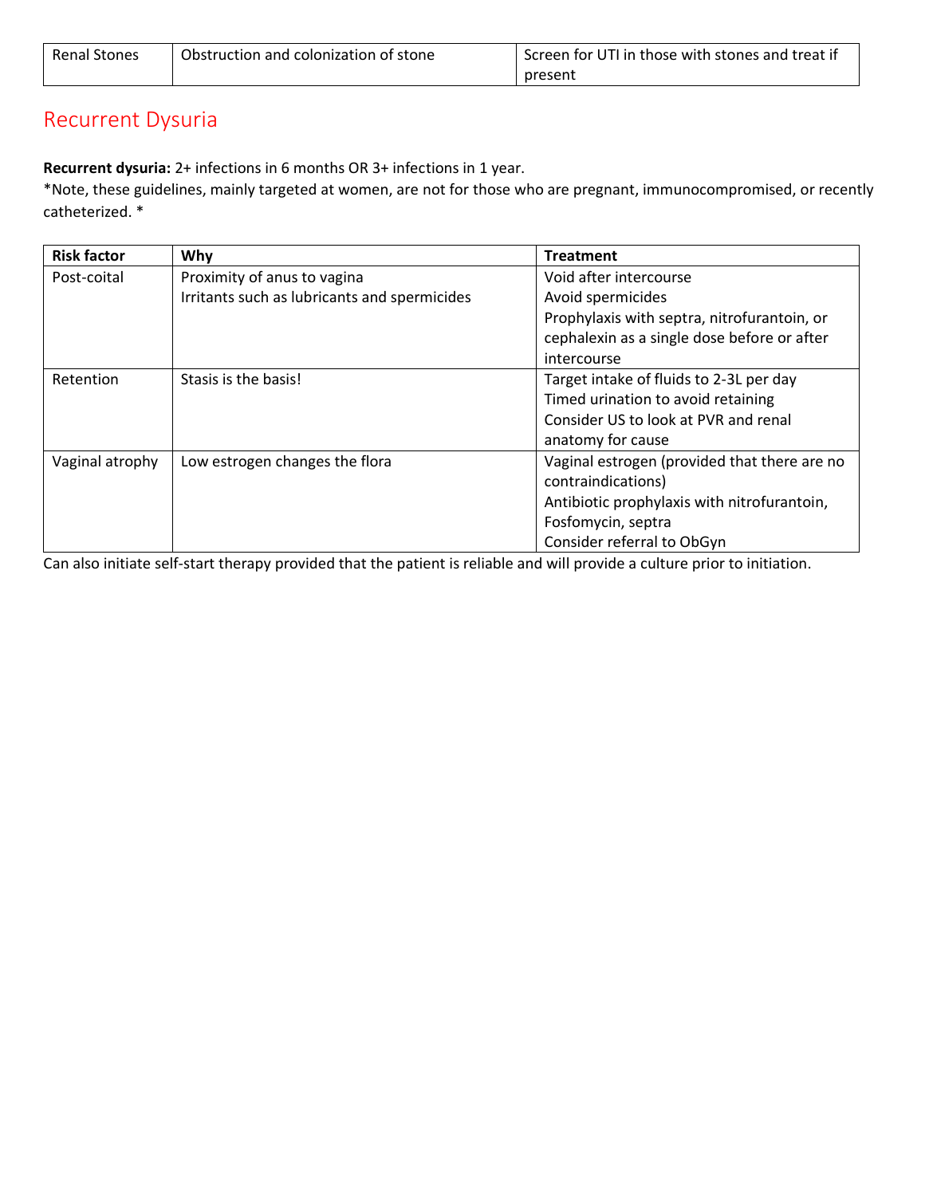| | | |
|---|---|---|
| Renal Stones | Obstruction and colonization of stone | Screen for UTI in those with stones and treat if present |

## Recurrent Dysuria

**Recurrent dysuria:** 2+ infections in 6 months OR 3+ infections in 1 year.
*Note, these guidelines, mainly targeted at women, are not for those who are pregnant, immunocompromised, or recently catheterized. *

| Risk factor | Why | Treatment |
|---|---|---|
| Post-coital | Proximity of anus to vagina<br>Irritants such as lubricants and spermicides | Void after intercourse<br>Avoid spermicides<br>Prophylaxis with septra, nitrofurantoin, or cephalexin as a single dose before or after intercourse |
| Retention | Stasis is the basis! | Target intake of fluids to 2-3L per day<br>Timed urination to avoid retaining<br>Consider US to look at PVR and renal anatomy for cause |
| Vaginal atrophy | Low estrogen changes the flora | Vaginal estrogen (provided that there are no contraindications)<br>Antibiotic prophylaxis with nitrofurantoin, Fosfomycin, septra<br>Consider referral to ObGyn |

Can also initiate self-start therapy provided that the patient is reliable and will provide a culture prior to initiation.